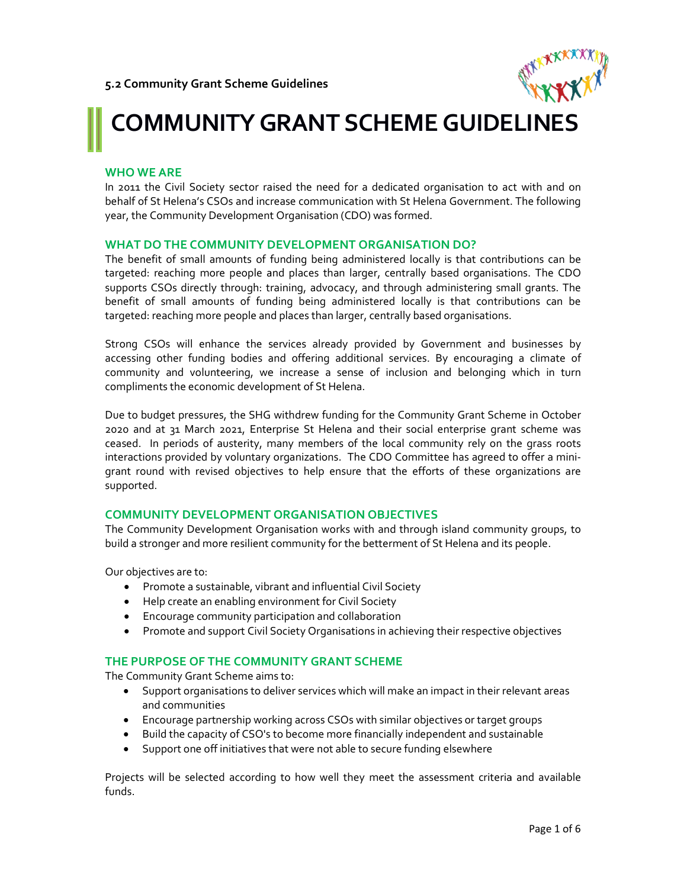5.2 Community Grant Scheme Guidelines

# COMMUNITY GRANT SCHEME GUIDELINES

## WHO WE ARE

In 2011 the Civil Society sector raised the need for a dedicated organisation to act with and on behalf of St Helena's CSOs and increase communication with St Helena Government. The following year, the Community Development Organisation (CDO) was formed.

## WHAT DO THE COMMUNITY DEVELOPMENT ORGANISATION DO?

The benefit of small amounts of funding being administered locally is that contributions can be targeted: reaching more people and places than larger, centrally based organisations. The CDO supports CSOs directly through: training, advocacy, and through administering small grants. The benefit of small amounts of funding being administered locally is that contributions can be targeted: reaching more people and places than larger, centrally based organisations.

Strong CSOs will enhance the services already provided by Government and businesses by accessing other funding bodies and offering additional services. By encouraging a climate of community and volunteering, we increase a sense of inclusion and belonging which in turn compliments the economic development of St Helena.

Due to budget pressures, the SHG withdrew funding for the Community Grant Scheme in October 2020 and at 31 March 2021, Enterprise St Helena and their social enterprise grant scheme was ceased. In periods of austerity, many members of the local community rely on the grass roots interactions provided by voluntary organizations. The CDO Committee has agreed to offer a mini-grant round with revised objectives to help ensure that the efforts of these organizations are supported.

## COMMUNITY DEVELOPMENT ORGANISATION OBJECTIVES

The Community Development Organisation works with and through island community groups, to build a stronger and more resilient community for the betterment of St Helena and its people.

Our objectives are to:

- Promote a sustainable, vibrant and influential Civil Society
- Help create an enabling environment for Civil Society
- Encourage community participation and collaboration
- Promote and support Civil Society Organisations in achieving their respective objectives

## THE PURPOSE OF THE COMMUNITY GRANT SCHEME

The Community Grant Scheme aims to:

- Support organisations to deliver services which will make an impact in their relevant areas and communities
- Encourage partnership working across CSOs with similar objectives or target groups
- Build the capacity of CSO's to become more financially independent and sustainable
- Support one off initiatives that were not able to secure funding elsewhere

Projects will be selected according to how well they meet the assessment criteria and available funds.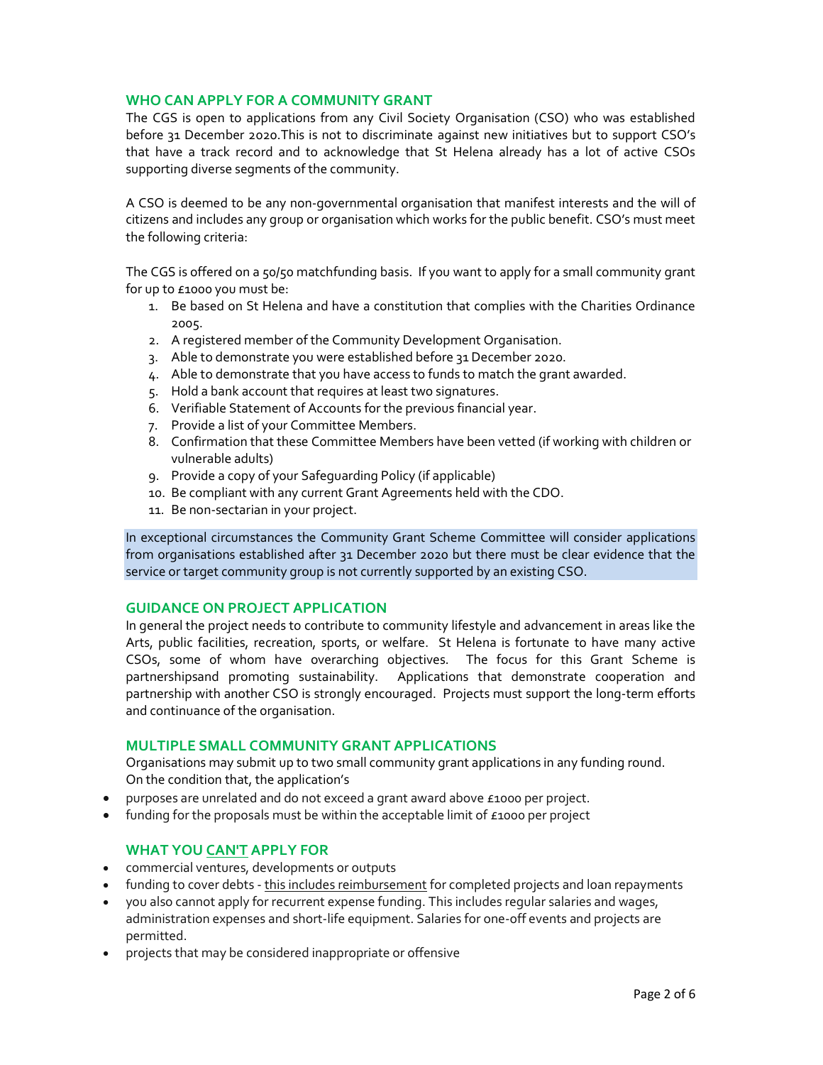## WHO CAN APPLY FOR A COMMUNITY GRANT

The CGS is open to applications from any Civil Society Organisation (CSO) who was established before 31 December 2020.This is not to discriminate against new initiatives but to support CSO's that have a track record and to acknowledge that St Helena already has a lot of active CSOs supporting diverse segments of the community.

A CSO is deemed to be any non-governmental organisation that manifest interests and the will of citizens and includes any group or organisation which works for the public benefit. CSO's must meet the following criteria:

The CGS is offered on a 50/50 matchfunding basis. If you want to apply for a small community grant for up to £1000 you must be:

1. Be based on St Helena and have a constitution that complies with the Charities Ordinance 2005.
2. A registered member of the Community Development Organisation.
3. Able to demonstrate you were established before 31 December 2020.
4. Able to demonstrate that you have access to funds to match the grant awarded.
5. Hold a bank account that requires at least two signatures.
6. Verifiable Statement of Accounts for the previous financial year.
7. Provide a list of your Committee Members.
8. Confirmation that these Committee Members have been vetted (if working with children or vulnerable adults)
9. Provide a copy of your Safeguarding Policy (if applicable)
10. Be compliant with any current Grant Agreements held with the CDO.
11. Be non-sectarian in your project.

In exceptional circumstances the Community Grant Scheme Committee will consider applications from organisations established after 31 December 2020 but there must be clear evidence that the service or target community group is not currently supported by an existing CSO.

## GUIDANCE ON PROJECT APPLICATION

In general the project needs to contribute to community lifestyle and advancement in areas like the Arts, public facilities, recreation, sports, or welfare. St Helena is fortunate to have many active CSOs, some of whom have overarching objectives. The focus for this Grant Scheme is partnershipsand promoting sustainability. Applications that demonstrate cooperation and partnership with another CSO is strongly encouraged. Projects must support the long-term efforts and continuance of the organisation.

## MULTIPLE SMALL COMMUNITY GRANT APPLICATIONS

Organisations may submit up to two small community grant applications in any funding round. On the condition that, the application's

- purposes are unrelated and do not exceed a grant award above £1000 per project.
- funding for the proposals must be within the acceptable limit of £1000 per project

## WHAT YOU CAN'T APPLY FOR

- commercial ventures, developments or outputs
- funding to cover debts - this includes reimbursement for completed projects and loan repayments
- you also cannot apply for recurrent expense funding. This includes regular salaries and wages, administration expenses and short-life equipment. Salaries for one-off events and projects are permitted.
- projects that may be considered inappropriate or offensive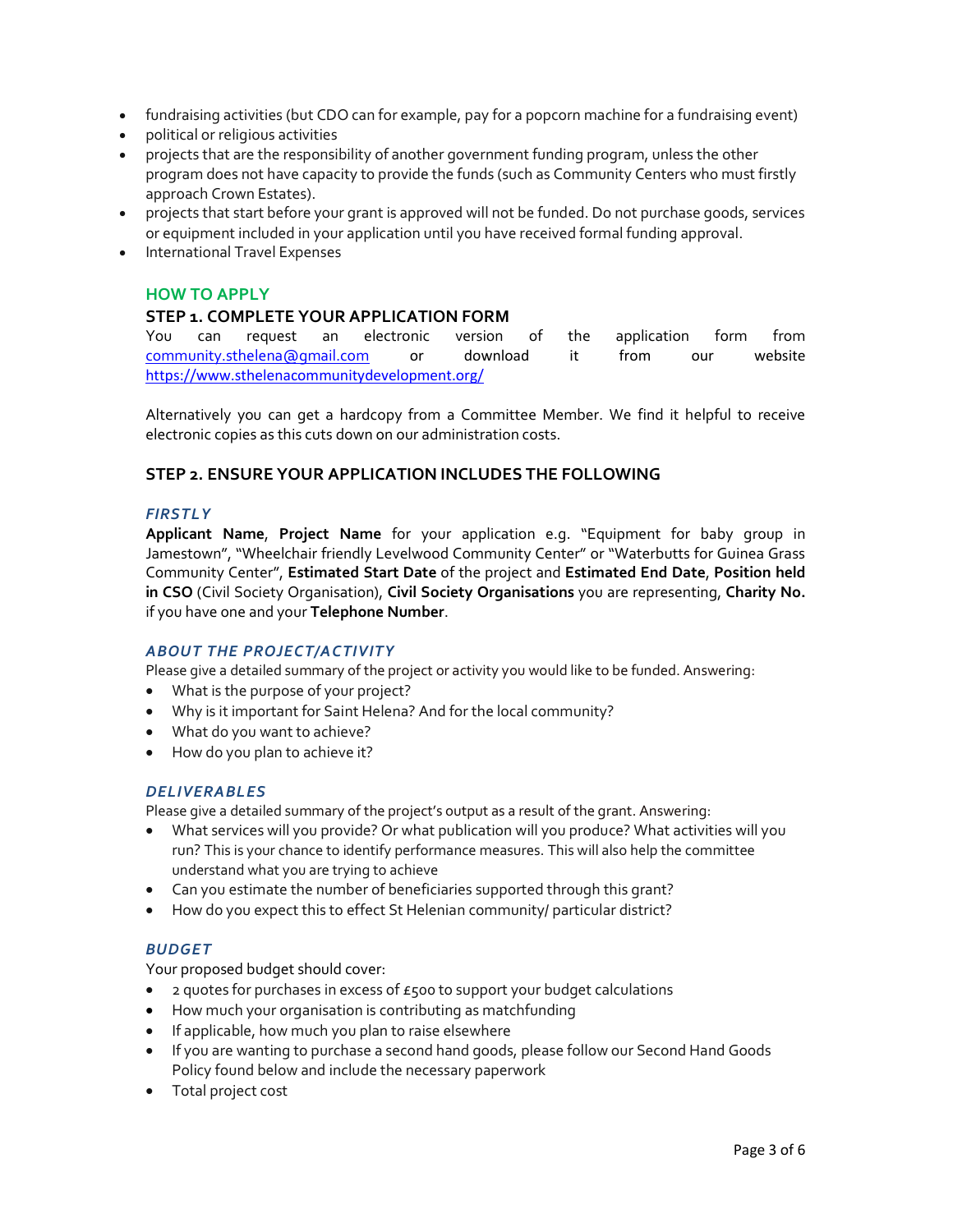- fundraising activities (but CDO can for example, pay for a popcorn machine for a fundraising event)
- political or religious activities
- projects that are the responsibility of another government funding program, unless the other program does not have capacity to provide the funds (such as Community Centers who must firstly approach Crown Estates).
- projects that start before your grant is approved will not be funded. Do not purchase goods, services or equipment included in your application until you have received formal funding approval.
- International Travel Expenses

## HOW TO APPLY

### STEP 1. COMPLETE YOUR APPLICATION FORM

You can request an electronic version of the application form from [community.sthelena@gmail.com](mailto:community.sthelena@gmail.com) or download it from our website [https://www.sthelenacommunitydevelopment.org/](https://www.sthelenacommunitydevelopment.org/)

Alternatively you can get a hardcopy from a Committee Member. We find it helpful to receive electronic copies as this cuts down on our administration costs.

### STEP 2. ENSURE YOUR APPLICATION INCLUDES THE FOLLOWING

#### *FIRSTLY*

**Applicant Name**, **Project Name** for your application e.g. "Equipment for baby group in Jamestown", "Wheelchair friendly Levelwood Community Center" or "Waterbutts for Guinea Grass Community Center", **Estimated Start Date** of the project and **Estimated End Date**, **Position held in CSO** (Civil Society Organisation), **Civil Society Organisations** you are representing, **Charity No.** if you have one and your **Telephone Number**.

#### *ABOUT THE PROJECT/ACTIVITY*

Please give a detailed summary of the project or activity you would like to be funded. Answering:

- What is the purpose of your project?
- Why is it important for Saint Helena? And for the local community?
- What do you want to achieve?
- How do you plan to achieve it?

#### *DELIVERABLES*

Please give a detailed summary of the project's output as a result of the grant. Answering:

- What services will you provide? Or what publication will you produce? What activities will you run? This is your chance to identify performance measures. This will also help the committee understand what you are trying to achieve
- Can you estimate the number of beneficiaries supported through this grant?
- How do you expect this to effect St Helenian community/ particular district?

#### *BUDGET*

Your proposed budget should cover:

- 2 quotes for purchases in excess of £500 to support your budget calculations
- How much your organisation is contributing as matchfunding
- If applicable, how much you plan to raise elsewhere
- If you are wanting to purchase a second hand goods, please follow our Second Hand Goods Policy found below and include the necessary paperwork
- Total project cost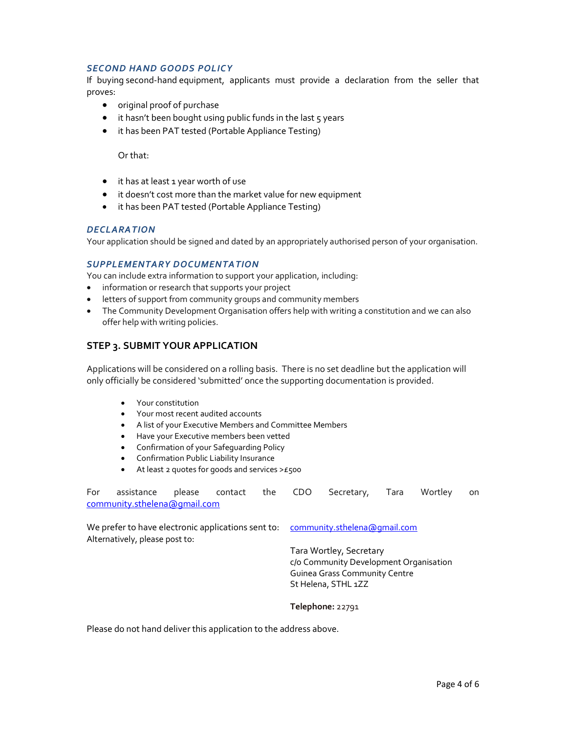### *SECOND HAND GOODS POLICY*

If buying second-hand equipment, applicants must provide a declaration from the seller that proves:

- original proof of purchase
- it hasn't been bought using public funds in the last 5 years
- it has been PAT tested (Portable Appliance Testing)

  Or that:

- it has at least 1 year worth of use
- it doesn't cost more than the market value for new equipment
- it has been PAT tested (Portable Appliance Testing)

### *DECLARATION*

Your application should be signed and dated by an appropriately authorised person of your organisation.

### *SUPPLEMENTARY DOCUMENTATION*

You can include extra information to support your application, including:

- information or research that supports your project
- letters of support from community groups and community members
- The Community Development Organisation offers help with writing a constitution and we can also offer help with writing policies.

## STEP 3. SUBMIT YOUR APPLICATION

Applications will be considered on a rolling basis. There is no set deadline but the application will only officially be considered 'submitted' once the supporting documentation is provided.

- Your constitution
- Your most recent audited accounts
- A list of your Executive Members and Committee Members
- Have your Executive members been vetted
- Confirmation of your Safeguarding Policy
- Confirmation Public Liability Insurance
- At least 2 quotes for goods and services >£500

For assistance please contact the CDO Secretary, Tara Wortley on community.sthelena@gmail.com

We prefer to have electronic applications sent to: community.sthelena@gmail.com
Alternatively, please post to:

Tara Wortley, Secretary
c/o Community Development Organisation
Guinea Grass Community Centre
St Helena, STHL 1ZZ

**Telephone:** 22791

Please do not hand deliver this application to the address above.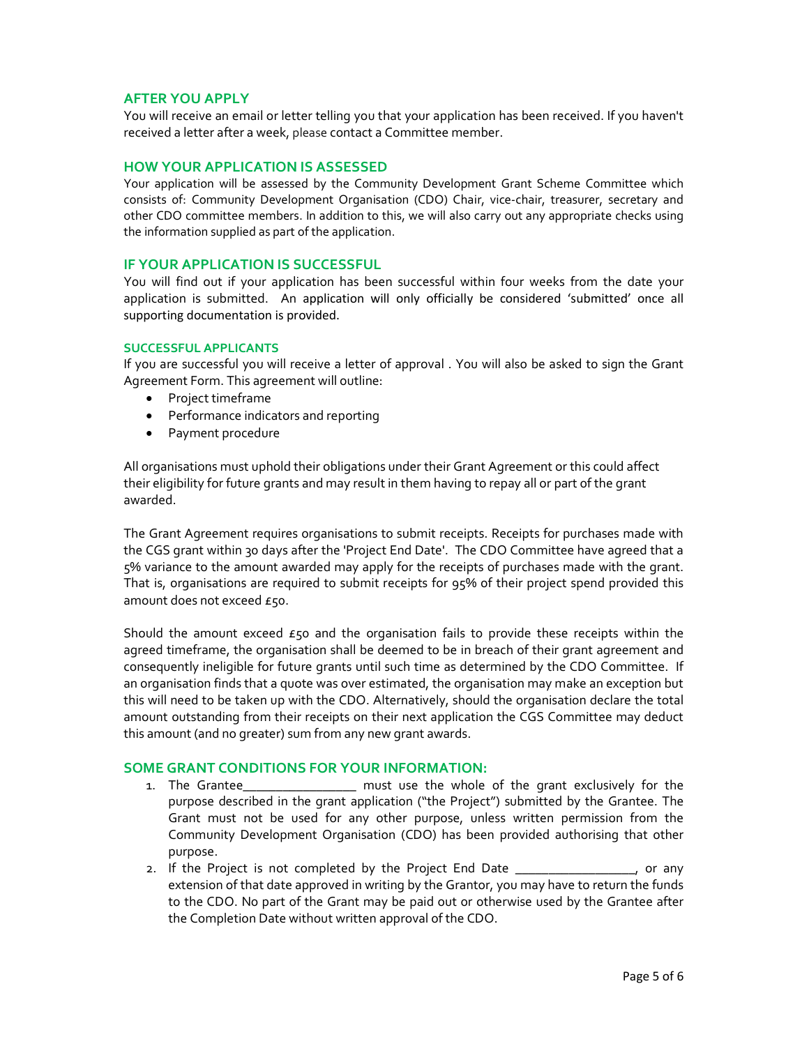## AFTER YOU APPLY

You will receive an email or letter telling you that your application has been received. If you haven't received a letter after a week, please contact a Committee member.

## HOW YOUR APPLICATION IS ASSESSED

Your application will be assessed by the Community Development Grant Scheme Committee which consists of: Community Development Organisation (CDO) Chair, vice-chair, treasurer, secretary and other CDO committee members. In addition to this, we will also carry out any appropriate checks using the information supplied as part of the application.

## IF YOUR APPLICATION IS SUCCESSFUL

You will find out if your application has been successful within four weeks from the date your application is submitted. An application will only officially be considered 'submitted' once all supporting documentation is provided.

### SUCCESSFUL APPLICANTS

If you are successful you will receive a letter of approval . You will also be asked to sign the Grant Agreement Form. This agreement will outline:

- Project timeframe
- Performance indicators and reporting
- Payment procedure

All organisations must uphold their obligations under their Grant Agreement or this could affect their eligibility for future grants and may result in them having to repay all or part of the grant awarded.

The Grant Agreement requires organisations to submit receipts. Receipts for purchases made with the CGS grant within 30 days after the 'Project End Date'. The CDO Committee have agreed that a 5% variance to the amount awarded may apply for the receipts of purchases made with the grant. That is, organisations are required to submit receipts for 95% of their project spend provided this amount does not exceed £50.

Should the amount exceed £50 and the organisation fails to provide these receipts within the agreed timeframe, the organisation shall be deemed to be in breach of their grant agreement and consequently ineligible for future grants until such time as determined by the CDO Committee. If an organisation finds that a quote was over estimated, the organisation may make an exception but this will need to be taken up with the CDO. Alternatively, should the organisation declare the total amount outstanding from their receipts on their next application the CGS Committee may deduct this amount (and no greater) sum from any new grant awards.

## SOME GRANT CONDITIONS FOR YOUR INFORMATION:

1. The Grantee________________ must use the whole of the grant exclusively for the purpose described in the grant application ("the Project") submitted by the Grantee. The Grant must not be used for any other purpose, unless written permission from the Community Development Organisation (CDO) has been provided authorising that other purpose.
2. If the Project is not completed by the Project End Date _________________, or any extension of that date approved in writing by the Grantor, you may have to return the funds to the CDO. No part of the Grant may be paid out or otherwise used by the Grantee after the Completion Date without written approval of the CDO.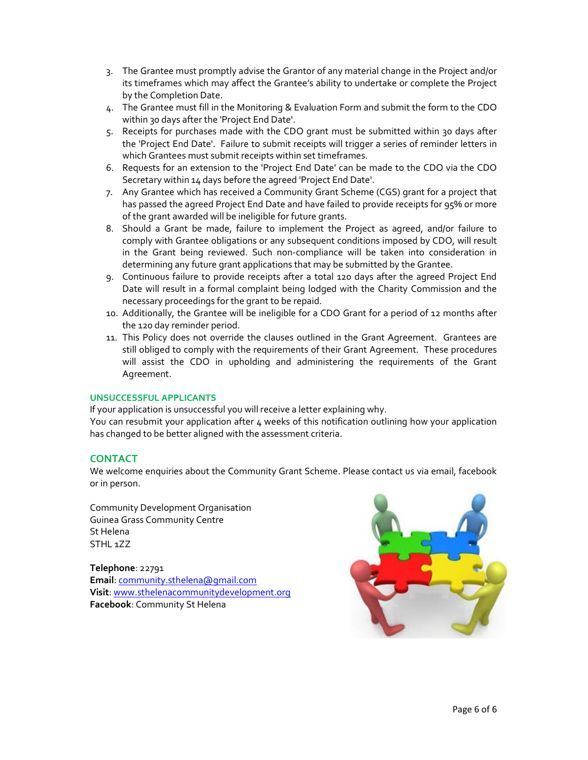3. The Grantee must promptly advise the Grantor of any material change in the Project and/or its timeframes which may affect the Grantee's ability to undertake or complete the Project by the Completion Date.
4. The Grantee must fill in the Monitoring & Evaluation Form and submit the form to the CDO within 30 days after the 'Project End Date'.
5. Receipts for purchases made with the CDO grant must be submitted within 30 days after the 'Project End Date'. Failure to submit receipts will trigger a series of reminder letters in which Grantees must submit receipts within set timeframes.
6. Requests for an extension to the 'Project End Date' can be made to the CDO via the CDO Secretary within 14 days before the agreed 'Project End Date'.
7. Any Grantee which has received a Community Grant Scheme (CGS) grant for a project that has passed the agreed Project End Date and have failed to provide receipts for 95% or more of the grant awarded will be ineligible for future grants.
8. Should a Grant be made, failure to implement the Project as agreed, and/or failure to comply with Grantee obligations or any subsequent conditions imposed by CDO, will result in the Grant being reviewed. Such non-compliance will be taken into consideration in determining any future grant applications that may be submitted by the Grantee.
9. Continuous failure to provide receipts after a total 120 days after the agreed Project End Date will result in a formal complaint being lodged with the Charity Commission and the necessary proceedings for the grant to be repaid.
10. Additionally, the Grantee will be ineligible for a CDO Grant for a period of 12 months after the 120 day reminder period.
11. This Policy does not override the clauses outlined in the Grant Agreement. Grantees are still obliged to comply with the requirements of their Grant Agreement. These procedures will assist the CDO in upholding and administering the requirements of the Grant Agreement.

### UNSUCCESSFUL APPLICANTS

If your application is unsuccessful you will receive a letter explaining why.
You can resubmit your application after 4 weeks of this notification outlining how your application has changed to be better aligned with the assessment criteria.

## CONTACT

We welcome enquiries about the Community Grant Scheme. Please contact us via email, facebook or in person.

Community Development Organisation
Guinea Grass Community Centre
St Helena
STHL 1ZZ

**Telephone**: 22791
**Email**: community.sthelena@gmail.com
**Visit**: www.sthelenacommunitydevelopment.org
**Facebook**: Community St Helena